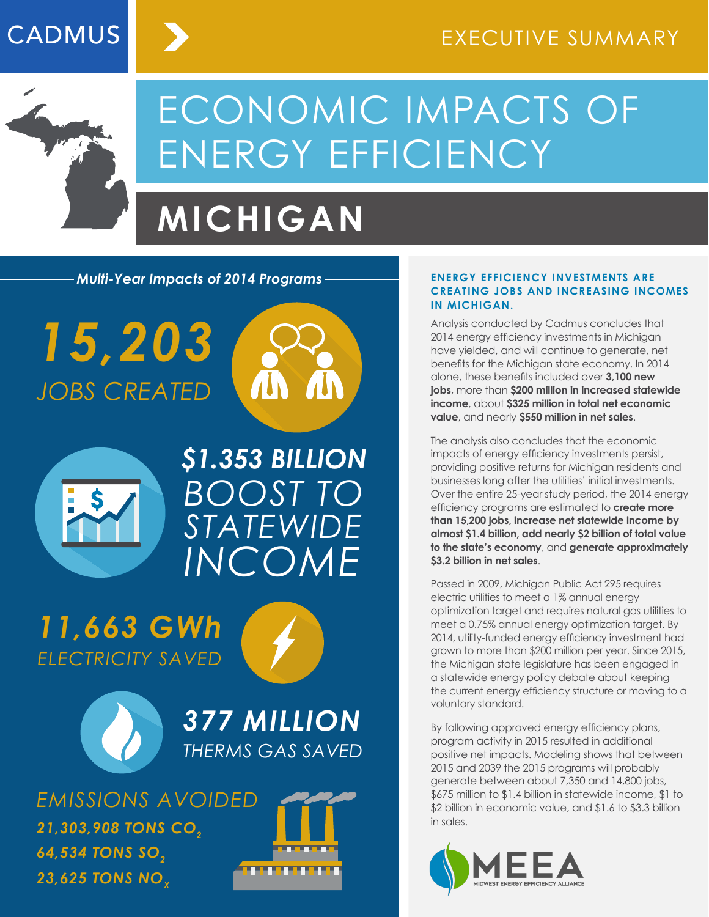CADMUS

EXECUTIVE SUMMARY

# ECONOMIC IMPACTS OF ENERGY EFFICIENCY

# MICHIGAN

***Multi-Year Impacts of 2014 Programs***

**15,203**
*JOBS CREATED*

**$1.353 BILLION**
*BOOST TO STATEWIDE INCOME*

**11,663 GWh**
*ELECTRICITY SAVED*

**377 MILLION**
*THERMS GAS SAVED*

*EMISSIONS AVOIDED*

***21,303,908 TONS $CO_2$***

***64,534 TONS $SO_2$***

***23,625 TONS $NO_x$***

### ENERGY EFFICIENCY INVESTMENTS ARE CREATING JOBS AND INCREASING INCOMES IN MICHIGAN.

Analysis conducted by Cadmus concludes that 2014 energy efficiency investments in Michigan have yielded, and will continue to generate, net benefits for the Michigan state economy. In 2014 alone, these benefits included over **3,100 new jobs**, more than **$200 million in increased statewide income**, about **$325 million in total net economic value**, and nearly **$550 million in net sales**.

The analysis also concludes that the economic impacts of energy efficiency investments persist, providing positive returns for Michigan residents and businesses long after the utilities' initial investments. Over the entire 25-year study period, the 2014 energy efficiency programs are estimated to **create more than 15,200 jobs, increase net statewide income by almost $1.4 billion, add nearly $2 billion of total value to the state's economy**, and **generate approximately $3.2 billion in net sales**.

Passed in 2009, Michigan Public Act 295 requires electric utilities to meet a 1% annual energy optimization target and requires natural gas utilities to meet a 0.75% annual energy optimization target. By 2014, utility-funded energy efficiency investment had grown to more than $200 million per year. Since 2015, the Michigan state legislature has been engaged in a statewide energy policy debate about keeping the current energy efficiency structure or moving to a voluntary standard.

By following approved energy efficiency plans, program activity in 2015 resulted in additional positive net impacts. Modeling shows that between 2015 and 2039 the 2015 programs will probably generate between about 7,350 and 14,800 jobs, $675 million to $1.4 billion in statewide income, $1 to $2 billion in economic value, and $1.6 to $3.3 billion in sales.

MEEA
MIDWEST ENERGY EFFICIENCY ALLIANCE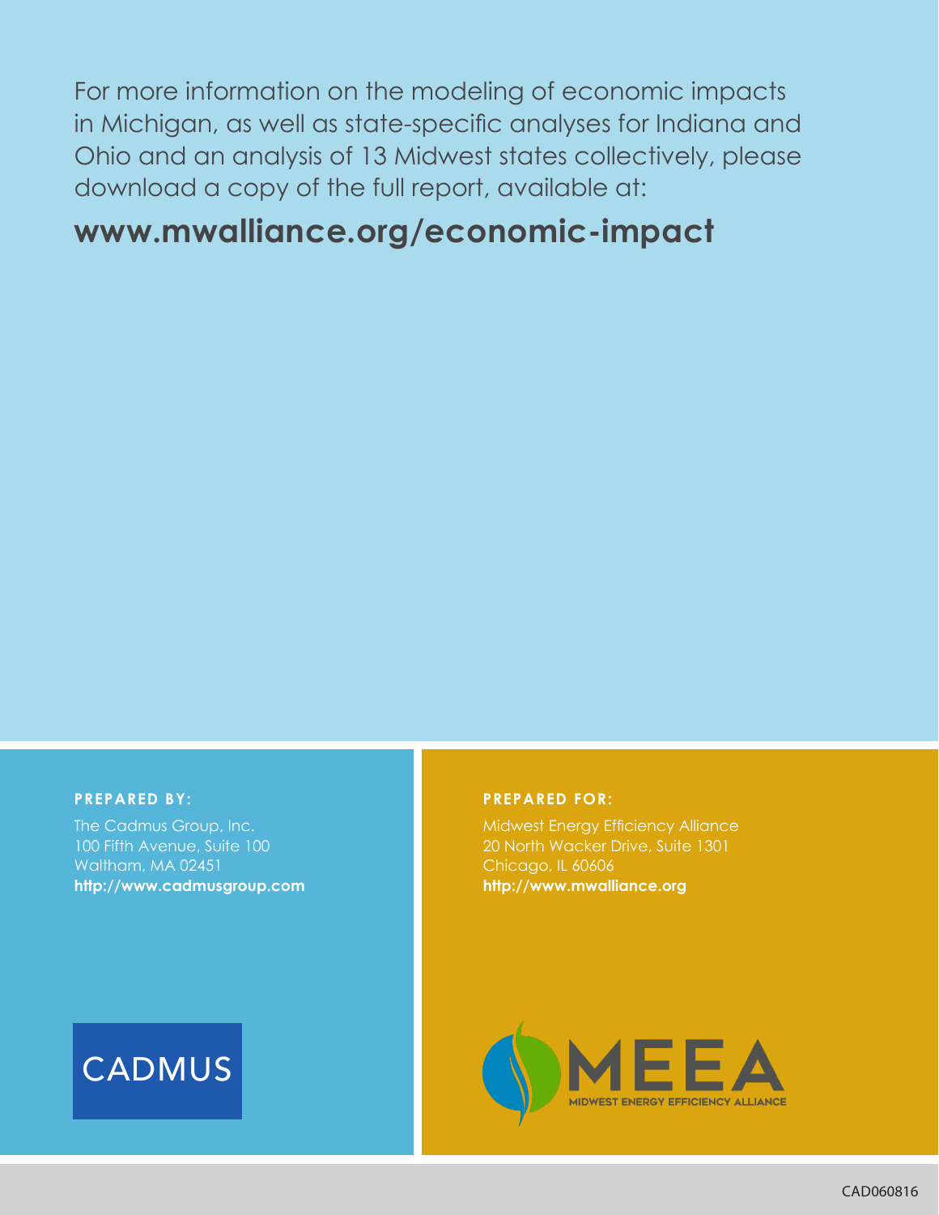For more information on the modeling of economic impacts in Michigan, as well as state-specific analyses for Indiana and Ohio and an analysis of 13 Midwest states collectively, please download a copy of the full report, available at:

**www.mwalliance.org/economic-impact**

**PREPARED BY:**

The Cadmus Group, Inc.
100 Fifth Avenue, Suite 100
Waltham, MA 02451
**http://www.cadmusgroup.com**

CADMUS

**PREPARED FOR:**

Midwest Energy Efficiency Alliance
20 North Wacker Drive, Suite 1301
Chicago, IL 60606
**http://www.mwalliance.org**

MEEA
MIDWEST ENERGY EFFICIENCY ALLIANCE

CAD060816